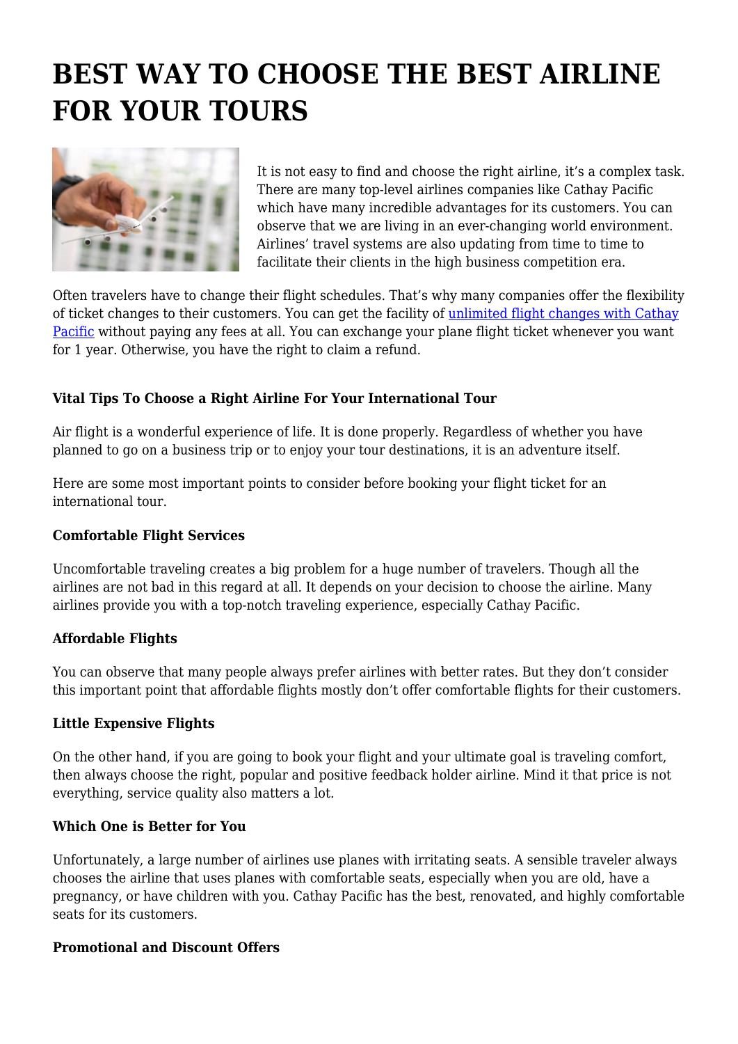# BEST WAY TO CHOOSE THE BEST AIRLINE FOR YOUR TOURS

It is not easy to find and choose the right airline, it's a complex task. There are many top-level airlines companies like Cathay Pacific which have many incredible advantages for its customers. You can observe that we are living in an ever-changing world environment. Airlines' travel systems are also updating from time to time to facilitate their clients in the high business competition era.

Often travelers have to change their flight schedules. That's why many companies offer the flexibility of ticket changes to their customers. You can get the facility of [unlimited flight changes with Cathay Pacific]() without paying any fees at all. You can exchange your plane flight ticket whenever you want for 1 year. Otherwise, you have the right to claim a refund.

**Vital Tips To Choose a Right Airline For Your International Tour**

Air flight is a wonderful experience of life. It is done properly. Regardless of whether you have planned to go on a business trip or to enjoy your tour destinations, it is an adventure itself.

Here are some most important points to consider before booking your flight ticket for an international tour.

**Comfortable Flight Services**

Uncomfortable traveling creates a big problem for a huge number of travelers. Though all the airlines are not bad in this regard at all. It depends on your decision to choose the airline. Many airlines provide you with a top-notch traveling experience, especially Cathay Pacific.

**Affordable Flights**

You can observe that many people always prefer airlines with better rates. But they don't consider this important point that affordable flights mostly don't offer comfortable flights for their customers.

**Little Expensive Flights**

On the other hand, if you are going to book your flight and your ultimate goal is traveling comfort, then always choose the right, popular and positive feedback holder airline. Mind it that price is not everything, service quality also matters a lot.

**Which One is Better for You**

Unfortunately, a large number of airlines use planes with irritating seats. A sensible traveler always chooses the airline that uses planes with comfortable seats, especially when you are old, have a pregnancy, or have children with you. Cathay Pacific has the best, renovated, and highly comfortable seats for its customers.

**Promotional and Discount Offers**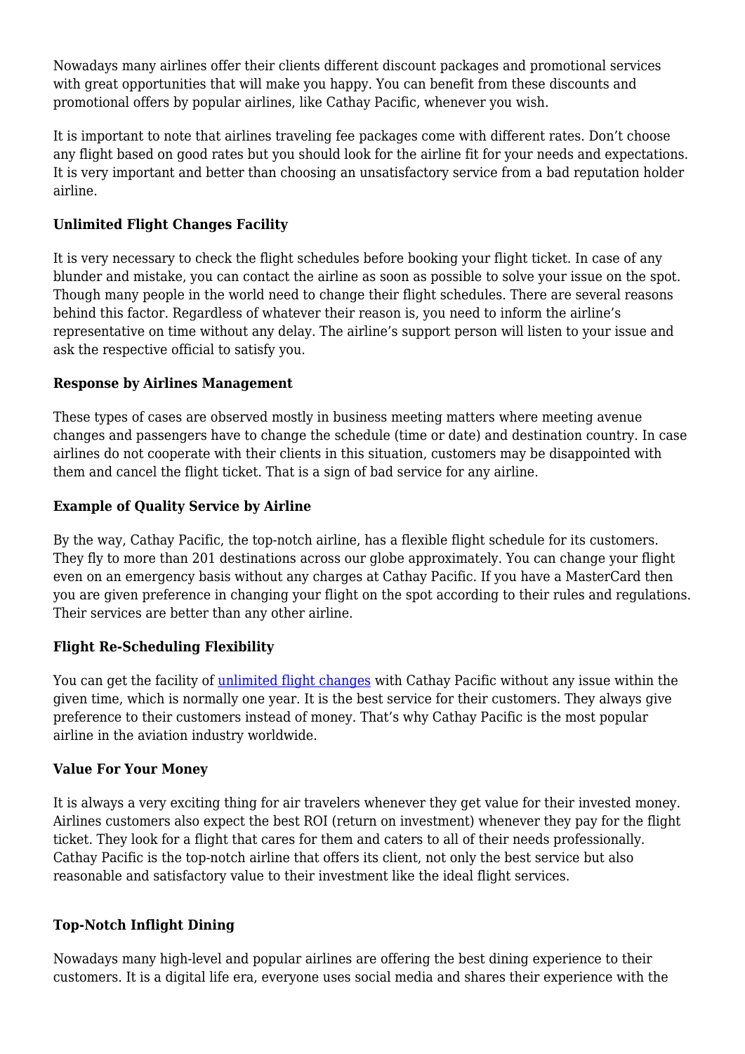Nowadays many airlines offer their clients different discount packages and promotional services with great opportunities that will make you happy. You can benefit from these discounts and promotional offers by popular airlines, like Cathay Pacific, whenever you wish.

It is important to note that airlines traveling fee packages come with different rates. Don't choose any flight based on good rates but you should look for the airline fit for your needs and expectations. It is very important and better than choosing an unsatisfactory service from a bad reputation holder airline.

**Unlimited Flight Changes Facility**

It is very necessary to check the flight schedules before booking your flight ticket. In case of any blunder and mistake, you can contact the airline as soon as possible to solve your issue on the spot. Though many people in the world need to change their flight schedules. There are several reasons behind this factor. Regardless of whatever their reason is, you need to inform the airline's representative on time without any delay. The airline's support person will listen to your issue and ask the respective official to satisfy you.

**Response by Airlines Management**

These types of cases are observed mostly in business meeting matters where meeting avenue changes and passengers have to change the schedule (time or date) and destination country. In case airlines do not cooperate with their clients in this situation, customers may be disappointed with them and cancel the flight ticket. That is a sign of bad service for any airline.

**Example of Quality Service by Airline**

By the way, Cathay Pacific, the top-notch airline, has a flexible flight schedule for its customers. They fly to more than 201 destinations across our globe approximately. You can change your flight even on an emergency basis without any charges at Cathay Pacific. If you have a MasterCard then you are given preference in changing your flight on the spot according to their rules and regulations. Their services are better than any other airline.

**Flight Re-Scheduling Flexibility**

You can get the facility of [unlimited flight changes]() with Cathay Pacific without any issue within the given time, which is normally one year. It is the best service for their customers. They always give preference to their customers instead of money. That's why Cathay Pacific is the most popular airline in the aviation industry worldwide.

**Value For Your Money**

It is always a very exciting thing for air travelers whenever they get value for their invested money. Airlines customers also expect the best ROI (return on investment) whenever they pay for the flight ticket. They look for a flight that cares for them and caters to all of their needs professionally. Cathay Pacific is the top-notch airline that offers its client, not only the best service but also reasonable and satisfactory value to their investment like the ideal flight services.

**Top-Notch Inflight Dining**

Nowadays many high-level and popular airlines are offering the best dining experience to their customers. It is a digital life era, everyone uses social media and shares their experience with the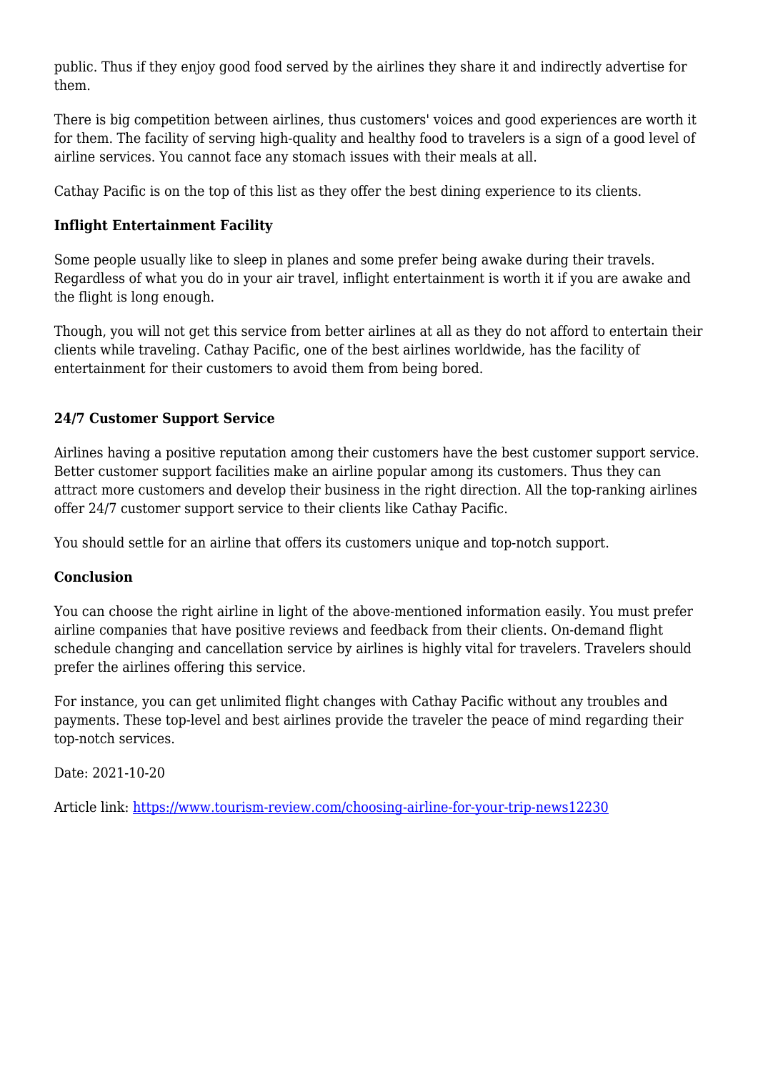public. Thus if they enjoy good food served by the airlines they share it and indirectly advertise for them.

There is big competition between airlines, thus customers' voices and good experiences are worth it for them. The facility of serving high-quality and healthy food to travelers is a sign of a good level of airline services. You cannot face any stomach issues with their meals at all.

Cathay Pacific is on the top of this list as they offer the best dining experience to its clients.

**Inflight Entertainment Facility**

Some people usually like to sleep in planes and some prefer being awake during their travels. Regardless of what you do in your air travel, inflight entertainment is worth it if you are awake and the flight is long enough.

Though, you will not get this service from better airlines at all as they do not afford to entertain their clients while traveling. Cathay Pacific, one of the best airlines worldwide, has the facility of entertainment for their customers to avoid them from being bored.

**24/7 Customer Support Service**

Airlines having a positive reputation among their customers have the best customer support service. Better customer support facilities make an airline popular among its customers. Thus they can attract more customers and develop their business in the right direction. All the top-ranking airlines offer 24/7 customer support service to their clients like Cathay Pacific.

You should settle for an airline that offers its customers unique and top-notch support.

**Conclusion**

You can choose the right airline in light of the above-mentioned information easily. You must prefer airline companies that have positive reviews and feedback from their clients. On-demand flight schedule changing and cancellation service by airlines is highly vital for travelers. Travelers should prefer the airlines offering this service.

For instance, you can get unlimited flight changes with Cathay Pacific without any troubles and payments. These top-level and best airlines provide the traveler the peace of mind regarding their top-notch services.

Date: 2021-10-20

Article link: [https://www.tourism-review.com/choosing-airline-for-your-trip-news12230](https://www.tourism-review.com/choosing-airline-for-your-trip-news12230)